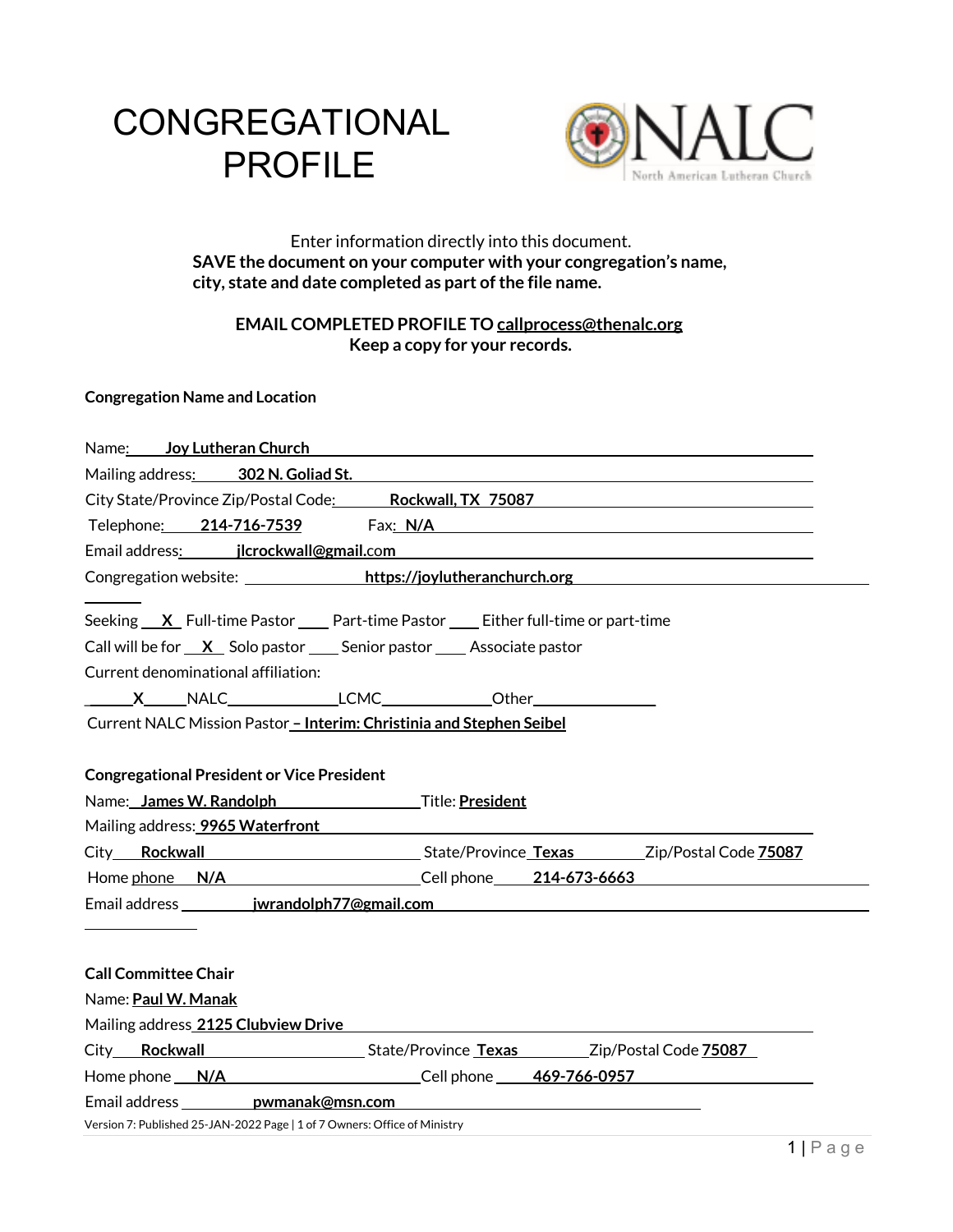# CONGREGATIONAL PROFILE

NALC North American Lutheran Church

Enter information directly into this document.
**SAVE the document on your computer with your congregation's name, city, state and date completed as part of the file name.**

**EMAIL COMPLETED PROFILE TO callprocess@thenalc.org**
**Keep a copy for your records.**

**Congregation Name and Location**

Name: **Joy Lutheran Church**

Mailing address: **302 N. Goliad St.**

City State/Province Zip/Postal Code: **Rockwall, TX 75087**

Telephone: **214-716-7539** Fax: **N/A**

Email address: **jlcrockwall@gmail.com**

Congregation website: **https://joylutheranchurch.org**

Seeking **X** Full-time Pastor ____ Part-time Pastor ____ Either full-time or part-time

Call will be for **X** Solo pastor ____ Senior pastor ____ Associate pastor

Current denominational affiliation:

**X** NALC ____ LCMC ____ Other ____

Current NALC Mission Pastor **– Interim: Christinia and Stephen Seibel**

**Congregational President or Vice President**

Name: **James W. Randolph** Title: **President**

Mailing address: **9965 Waterfront**

City **Rockwall** State/Province **Texas** Zip/Postal Code **75087**

Home phone **N/A** Cell phone **214-673-6663**

Email address **jwrandolph77@gmail.com**

**Call Committee Chair**

Name: **Paul W. Manak**

Mailing address **2125 Clubview Drive**

City **Rockwall** State/Province **Texas** Zip/Postal Code **75087**

Home phone **N/A** Cell phone **469-766-0957**

Email address **pwmanak@msn.com**

Version 7: Published 25-JAN-2022 Owners: Office of Ministry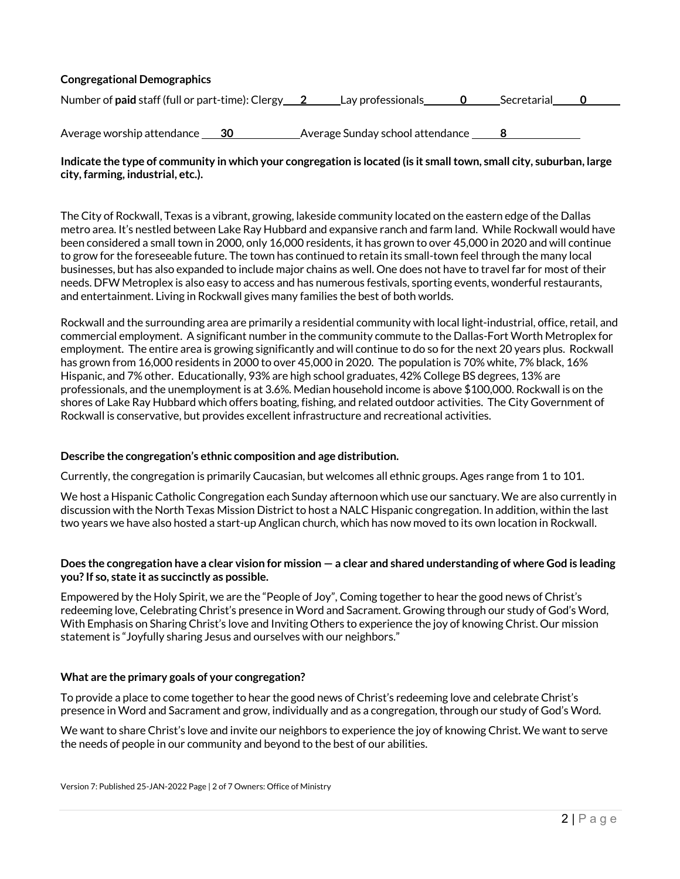**Congregational Demographics**

Number of **paid** staff (full or part-time): Clergy **2** Lay professionals **0** Secretarial **0**

Average worship attendance **30** Average Sunday school attendance **8**

**Indicate the type of community in which your congregation is located (is it small town, small city, suburban, large city, farming, industrial, etc.).**

The City of Rockwall, Texas is a vibrant, growing, lakeside community located on the eastern edge of the Dallas metro area. It's nestled between Lake Ray Hubbard and expansive ranch and farm land. While Rockwall would have been considered a small town in 2000, only 16,000 residents, it has grown to over 45,000 in 2020 and will continue to grow for the foreseeable future. The town has continued to retain its small-town feel through the many local businesses, but has also expanded to include major chains as well. One does not have to travel far for most of their needs. DFW Metroplex is also easy to access and has numerous festivals, sporting events, wonderful restaurants, and entertainment. Living in Rockwall gives many families the best of both worlds.

Rockwall and the surrounding area are primarily a residential community with local light-industrial, office, retail, and commercial employment. A significant number in the community commute to the Dallas-Fort Worth Metroplex for employment. The entire area is growing significantly and will continue to do so for the next 20 years plus. Rockwall has grown from 16,000 residents in 2000 to over 45,000 in 2020. The population is 70% white, 7% black, 16% Hispanic, and 7% other. Educationally, 93% are high school graduates, 42% College BS degrees, 13% are professionals, and the unemployment is at 3.6%. Median household income is above $100,000. Rockwall is on the shores of Lake Ray Hubbard which offers boating, fishing, and related outdoor activities. The City Government of Rockwall is conservative, but provides excellent infrastructure and recreational activities.

**Describe the congregation's ethnic composition and age distribution.**

Currently, the congregation is primarily Caucasian, but welcomes all ethnic groups. Ages range from 1 to 101.

We host a Hispanic Catholic Congregation each Sunday afternoon which use our sanctuary. We are also currently in discussion with the North Texas Mission District to host a NALC Hispanic congregation. In addition, within the last two years we have also hosted a start-up Anglican church, which has now moved to its own location in Rockwall.

**Does the congregation have a clear vision for mission — a clear and shared understanding of where God is leading you? If so, state it as succinctly as possible.**

Empowered by the Holy Spirit, we are the "People of Joy", Coming together to hear the good news of Christ's redeeming love, Celebrating Christ's presence in Word and Sacrament. Growing through our study of God's Word, With Emphasis on Sharing Christ's love and Inviting Others to experience the joy of knowing Christ. Our mission statement is "Joyfully sharing Jesus and ourselves with our neighbors."

**What are the primary goals of your congregation?**

To provide a place to come together to hear the good news of Christ's redeeming love and celebrate Christ's presence in Word and Sacrament and grow, individually and as a congregation, through our study of God's Word.

We want to share Christ's love and invite our neighbors to experience the joy of knowing Christ. We want to serve the needs of people in our community and beyond to the best of our abilities.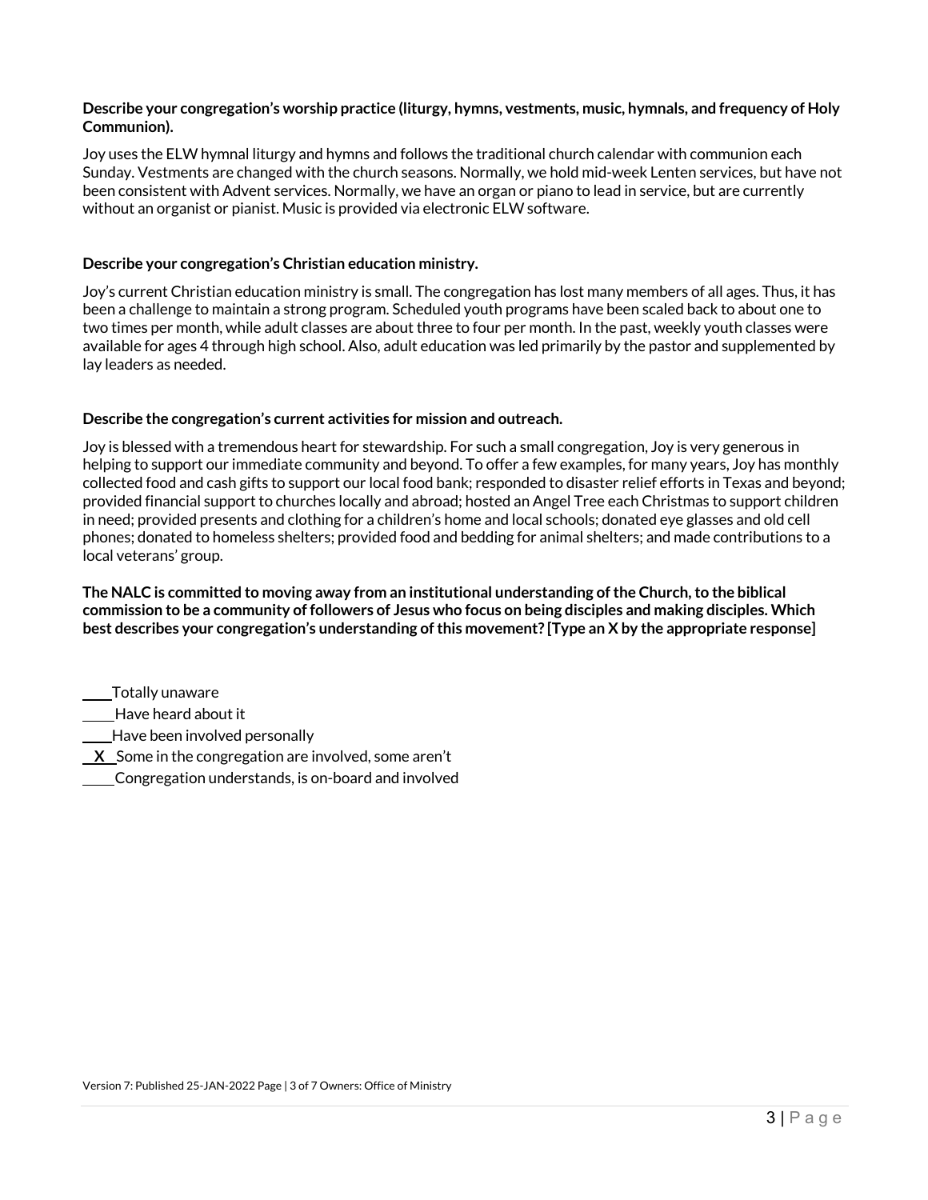**Describe your congregation's worship practice (liturgy, hymns, vestments, music, hymnals, and frequency of Holy Communion).**

Joy uses the ELW hymnal liturgy and hymns and follows the traditional church calendar with communion each Sunday. Vestments are changed with the church seasons. Normally, we hold mid-week Lenten services, but have not been consistent with Advent services. Normally, we have an organ or piano to lead in service, but are currently without an organist or pianist. Music is provided via electronic ELW software.

**Describe your congregation's Christian education ministry.**

Joy's current Christian education ministry is small. The congregation has lost many members of all ages. Thus, it has been a challenge to maintain a strong program. Scheduled youth programs have been scaled back to about one to two times per month, while adult classes are about three to four per month. In the past, weekly youth classes were available for ages 4 through high school. Also, adult education was led primarily by the pastor and supplemented by lay leaders as needed.

**Describe the congregation's current activities for mission and outreach.**

Joy is blessed with a tremendous heart for stewardship. For such a small congregation, Joy is very generous in helping to support our immediate community and beyond. To offer a few examples, for many years, Joy has monthly collected food and cash gifts to support our local food bank; responded to disaster relief efforts in Texas and beyond; provided financial support to churches locally and abroad; hosted an Angel Tree each Christmas to support children in need; provided presents and clothing for a children's home and local schools; donated eye glasses and old cell phones; donated to homeless shelters; provided food and bedding for animal shelters; and made contributions to a local veterans' group.

**The NALC is committed to moving away from an institutional understanding of the Church, to the biblical commission to be a community of followers of Jesus who focus on being disciples and making disciples. Which best describes your congregation's understanding of this movement? [Type an X by the appropriate response]**

____ Totally unaware
____ Have heard about it
____ Have been involved personally
__X__ Some in the congregation are involved, some aren't
____ Congregation understands, is on-board and involved

Version 7: Published 25-JAN-2022 Page | 3 of 7 Owners: Office of Ministry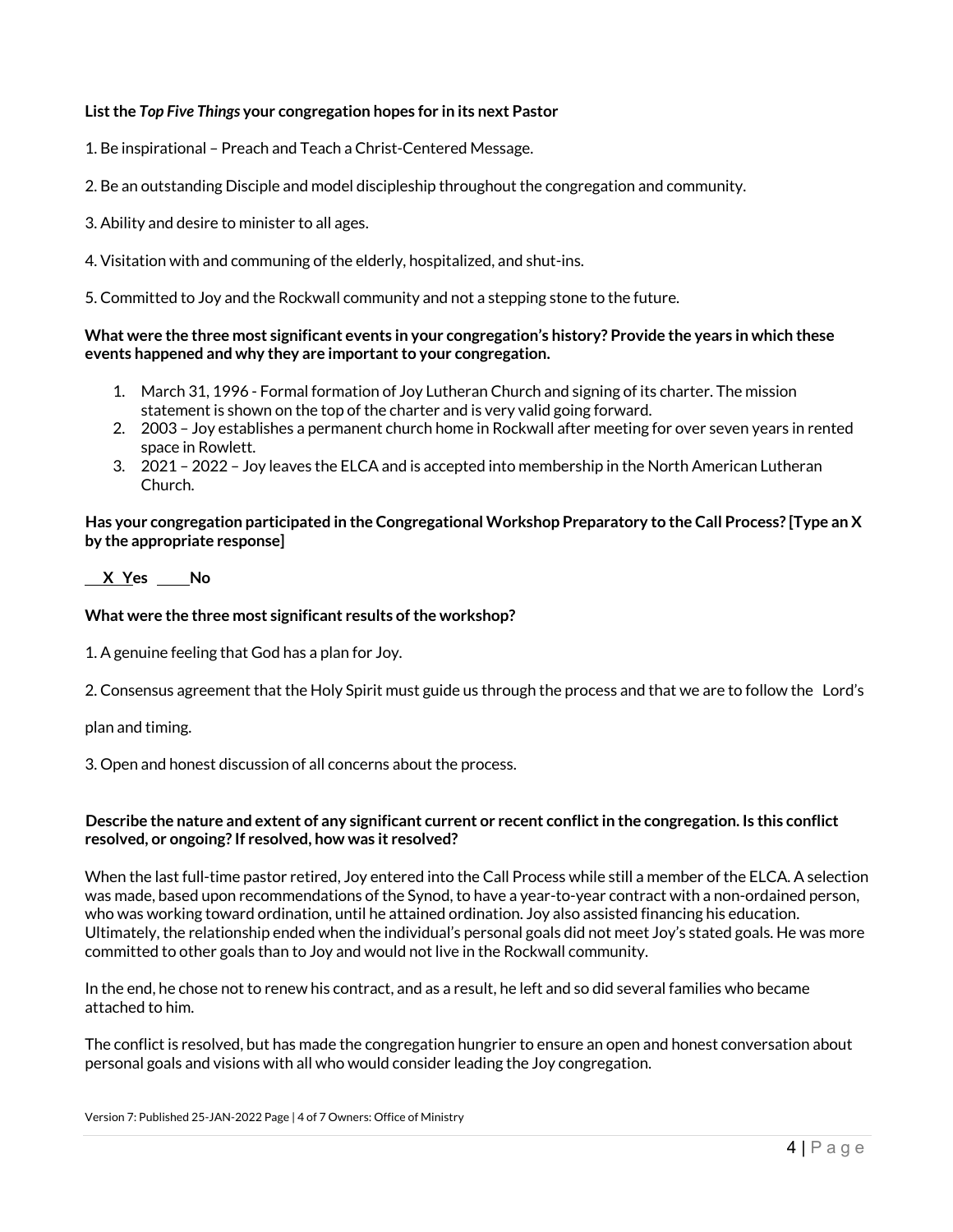**List the *Top Five Things* your congregation hopes for in its next Pastor**

1. Be inspirational – Preach and Teach a Christ-Centered Message.

2. Be an outstanding Disciple and model discipleship throughout the congregation and community.

3. Ability and desire to minister to all ages.

4. Visitation with and communing of the elderly, hospitalized, and shut-ins.

5. Committed to Joy and the Rockwall community and not a stepping stone to the future.

**What were the three most significant events in your congregation's history? Provide the years in which these events happened and why they are important to your congregation.**

1. March 31, 1996 - Formal formation of Joy Lutheran Church and signing of its charter. The mission statement is shown on the top of the charter and is very valid going forward.
2. 2003 – Joy establishes a permanent church home in Rockwall after meeting for over seven years in rented space in Rowlett.
3. 2021 – 2022 – Joy leaves the ELCA and is accepted into membership in the North American Lutheran Church.

**Has your congregation participated in the Congregational Workshop Preparatory to the Call Process? [Type an X by the appropriate response]**

**\_\_X\_Yes \_\_\_\_No**

**What were the three most significant results of the workshop?**

1. A genuine feeling that God has a plan for Joy.

2. Consensus agreement that the Holy Spirit must guide us through the process and that we are to follow the Lord's plan and timing.

3. Open and honest discussion of all concerns about the process.

**Describe the nature and extent of any significant current or recent conflict in the congregation. Is this conflict resolved, or ongoing? If resolved, how was it resolved?**

When the last full-time pastor retired, Joy entered into the Call Process while still a member of the ELCA. A selection was made, based upon recommendations of the Synod, to have a year-to-year contract with a non-ordained person, who was working toward ordination, until he attained ordination. Joy also assisted financing his education. Ultimately, the relationship ended when the individual's personal goals did not meet Joy's stated goals. He was more committed to other goals than to Joy and would not live in the Rockwall community.

In the end, he chose not to renew his contract, and as a result, he left and so did several families who became attached to him.

The conflict is resolved, but has made the congregation hungrier to ensure an open and honest conversation about personal goals and visions with all who would consider leading the Joy congregation.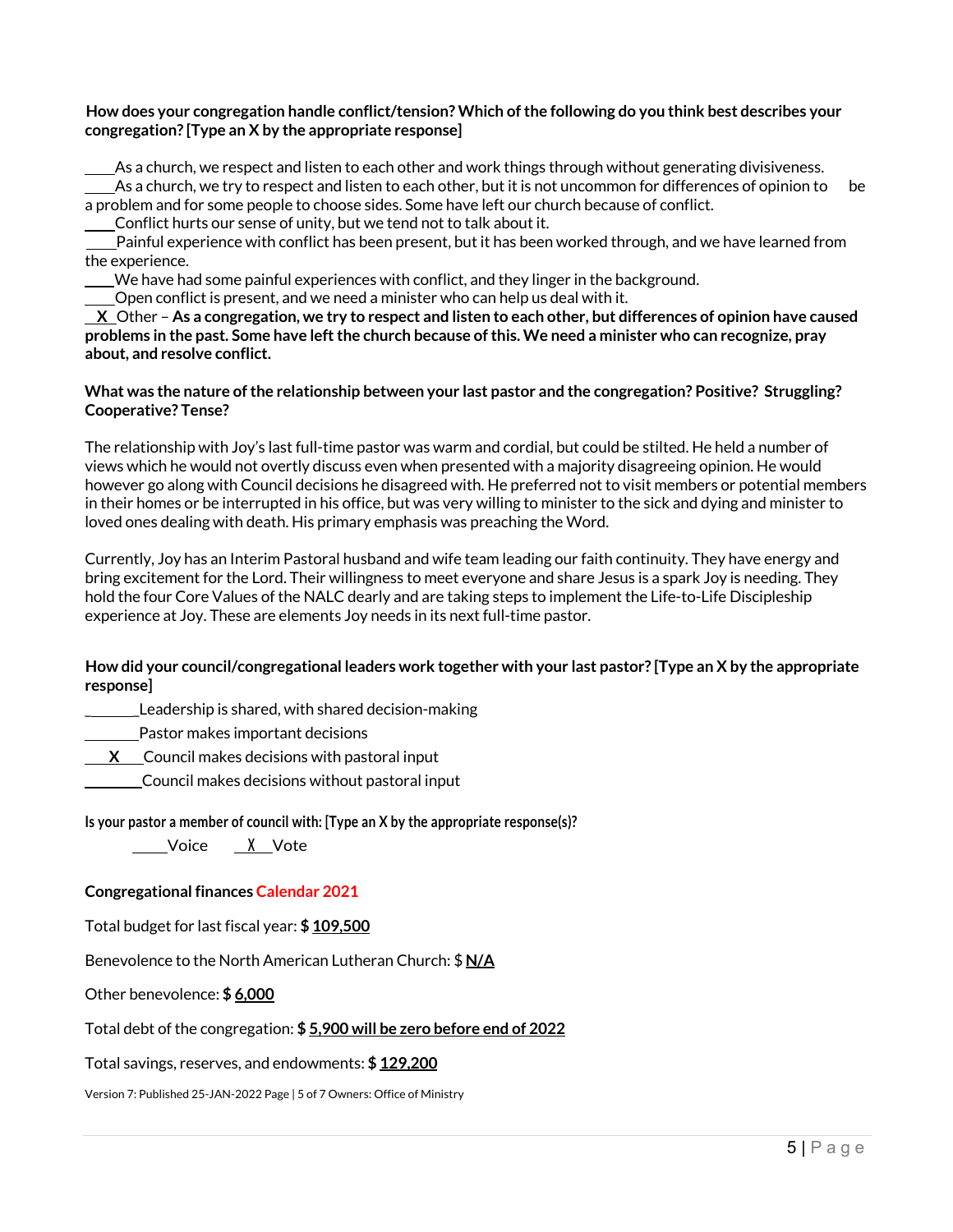**How does your congregation handle conflict/tension? Which of the following do you think best describes your congregation? [Type an X by the appropriate response]**

____As a church, we respect and listen to each other and work things through without generating divisiveness.
____As a church, we try to respect and listen to each other, but it is not uncommon for differences of opinion to be a problem and for some people to choose sides. Some have left our church because of conflict.
____Conflict hurts our sense of unity, but we tend not to talk about it.
____Painful experience with conflict has been present, but it has been worked through, and we have learned from the experience.
____We have had some painful experiences with conflict, and they linger in the background.
____Open conflict is present, and we need a minister who can help us deal with it.
__X__Other – **As a congregation, we try to respect and listen to each other, but differences of opinion have caused problems in the past. Some have left the church because of this. We need a minister who can recognize, pray about, and resolve conflict.**

**What was the nature of the relationship between your last pastor and the congregation? Positive? Struggling? Cooperative? Tense?**

The relationship with Joy's last full-time pastor was warm and cordial, but could be stilted. He held a number of views which he would not overtly discuss even when presented with a majority disagreeing opinion. He would however go along with Council decisions he disagreed with. He preferred not to visit members or potential members in their homes or be interrupted in his office, but was very willing to minister to the sick and dying and minister to loved ones dealing with death. His primary emphasis was preaching the Word.

Currently, Joy has an Interim Pastoral husband and wife team leading our faith continuity. They have energy and bring excitement for the Lord. Their willingness to meet everyone and share Jesus is a spark Joy is needing. They hold the four Core Values of the NALC dearly and are taking steps to implement the Life-to-Life Discipleship experience at Joy. These are elements Joy needs in its next full-time pastor.

**How did your council/congregational leaders work together with your last pastor? [Type an X by the appropriate response]**

______Leadership is shared, with shared decision-making
______Pastor makes important decisions
__**X**__Council makes decisions with pastoral input
______Council makes decisions without pastoral input

**Is your pastor a member of council with: [Type an X by the appropriate response(s)?**

____Voice __X__Vote

**Congregational finances Calendar 2021**

Total budget for last fiscal year: **$ 109,500**

Benevolence to the North American Lutheran Church: $ **N/A**

Other benevolence: **$ 6,000**

Total debt of the congregation: **$ 5,900 will be zero before end of 2022**

Total savings, reserves, and endowments: **$ 129,200**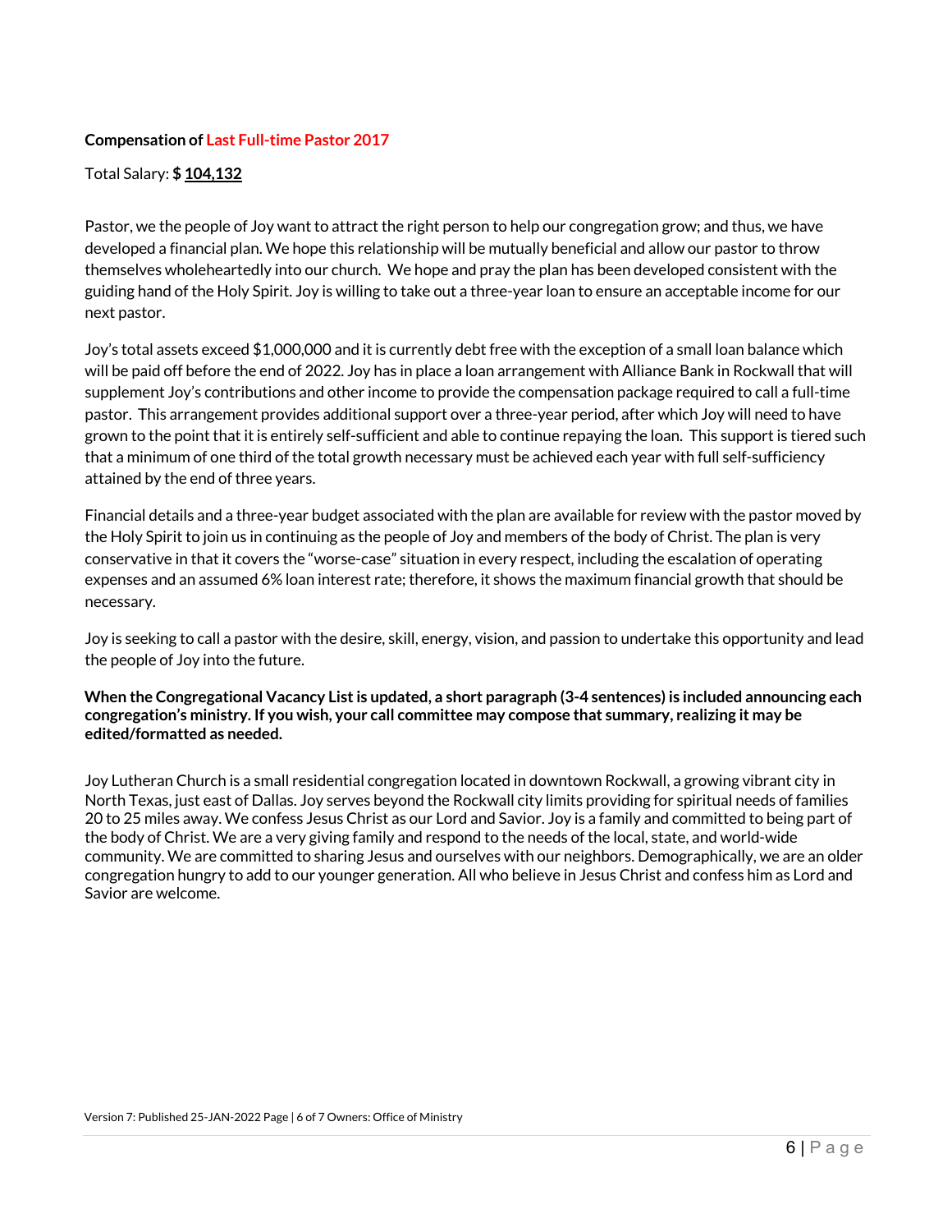**Compensation of Last Full-time Pastor 2017**

Total Salary: **$ 104,132**

Pastor, we the people of Joy want to attract the right person to help our congregation grow; and thus, we have developed a financial plan. We hope this relationship will be mutually beneficial and allow our pastor to throw themselves wholeheartedly into our church. We hope and pray the plan has been developed consistent with the guiding hand of the Holy Spirit. Joy is willing to take out a three-year loan to ensure an acceptable income for our next pastor.

Joy's total assets exceed $1,000,000 and it is currently debt free with the exception of a small loan balance which will be paid off before the end of 2022. Joy has in place a loan arrangement with Alliance Bank in Rockwall that will supplement Joy's contributions and other income to provide the compensation package required to call a full-time pastor. This arrangement provides additional support over a three-year period, after which Joy will need to have grown to the point that it is entirely self-sufficient and able to continue repaying the loan. This support is tiered such that a minimum of one third of the total growth necessary must be achieved each year with full self-sufficiency attained by the end of three years.

Financial details and a three-year budget associated with the plan are available for review with the pastor moved by the Holy Spirit to join us in continuing as the people of Joy and members of the body of Christ. The plan is very conservative in that it covers the "worse-case" situation in every respect, including the escalation of operating expenses and an assumed 6% loan interest rate; therefore, it shows the maximum financial growth that should be necessary.

Joy is seeking to call a pastor with the desire, skill, energy, vision, and passion to undertake this opportunity and lead the people of Joy into the future.

**When the Congregational Vacancy List is updated, a short paragraph (3-4 sentences) is included announcing each congregation's ministry. If you wish, your call committee may compose that summary, realizing it may be edited/formatted as needed.**

Joy Lutheran Church is a small residential congregation located in downtown Rockwall, a growing vibrant city in North Texas, just east of Dallas. Joy serves beyond the Rockwall city limits providing for spiritual needs of families 20 to 25 miles away. We confess Jesus Christ as our Lord and Savior. Joy is a family and committed to being part of the body of Christ. We are a very giving family and respond to the needs of the local, state, and world-wide community. We are committed to sharing Jesus and ourselves with our neighbors. Demographically, we are an older congregation hungry to add to our younger generation. All who believe in Jesus Christ and confess him as Lord and Savior are welcome.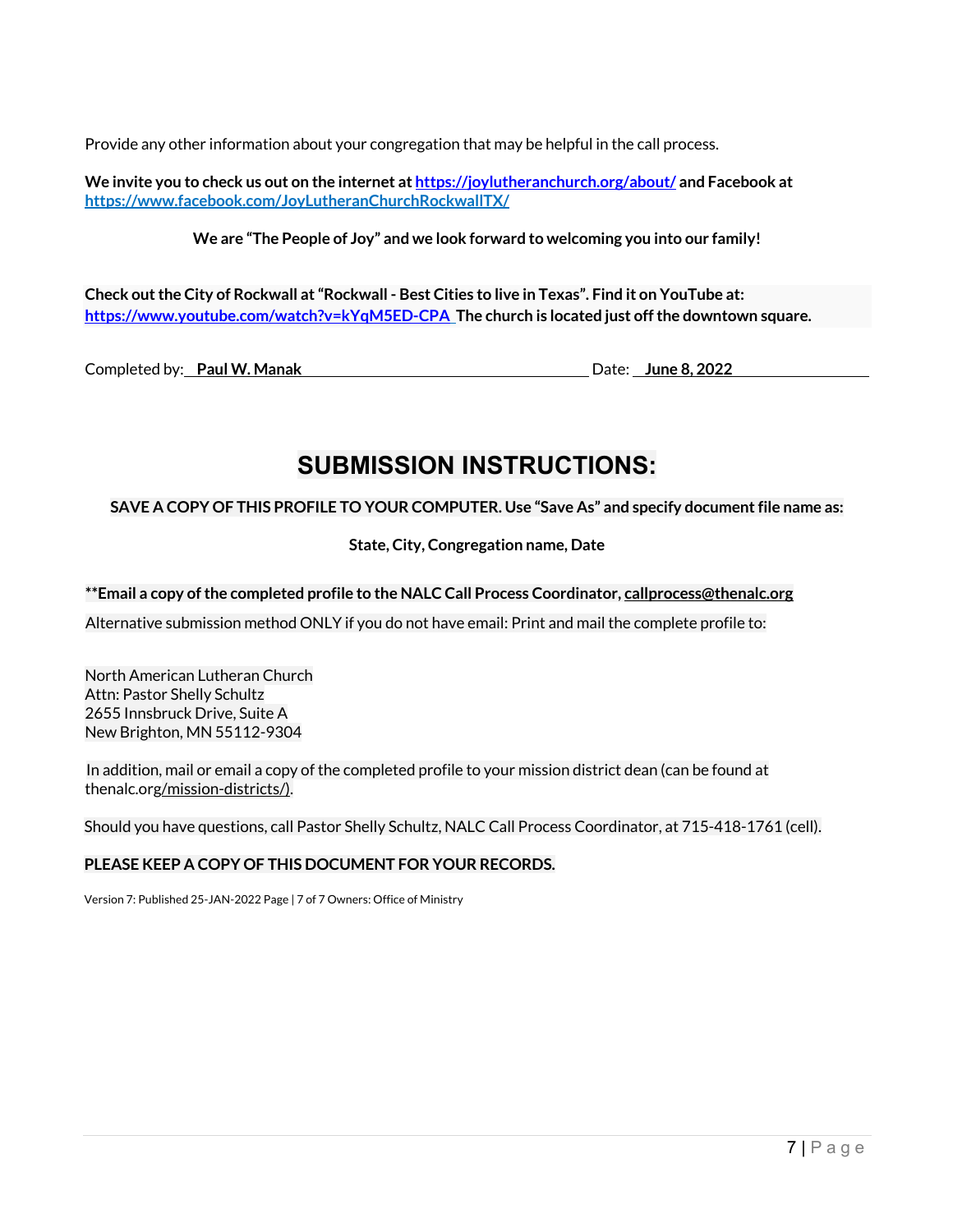Provide any other information about your congregation that may be helpful in the call process.

**We invite you to check us out on the internet at https://joylutheranchurch.org/about/ and Facebook at https://www.facebook.com/JoyLutheranChurchRockwallTX/**

**We are "The People of Joy" and we look forward to welcoming you into our family!**

**Check out the City of Rockwall at "Rockwall - Best Cities to live in Texas". Find it on YouTube at: https://www.youtube.com/watch?v=kYqM5ED-CPA The church is located just off the downtown square.**

Completed by: **Paul W. Manak** Date: **June 8, 2022**

# SUBMISSION INSTRUCTIONS:

**SAVE A COPY OF THIS PROFILE TO YOUR COMPUTER. Use "Save As" and specify document file name as:**

**State, City, Congregation name, Date**

**\*\*Email a copy of the completed profile to the NALC Call Process Coordinator, callprocess@thenalc.org**

Alternative submission method ONLY if you do not have email: Print and mail the complete profile to:

North American Lutheran Church
Attn: Pastor Shelly Schultz
2655 Innsbruck Drive, Suite A
New Brighton, MN 55112-9304

In addition, mail or email a copy of the completed profile to your mission district dean (can be found at thenalc.org/mission-districts/).

Should you have questions, call Pastor Shelly Schultz, NALC Call Process Coordinator, at 715-418-1761 (cell).

**PLEASE KEEP A COPY OF THIS DOCUMENT FOR YOUR RECORDS.**

Version 7: Published 25-JAN-2022 Page | 7 of 7 Owners: Office of Ministry